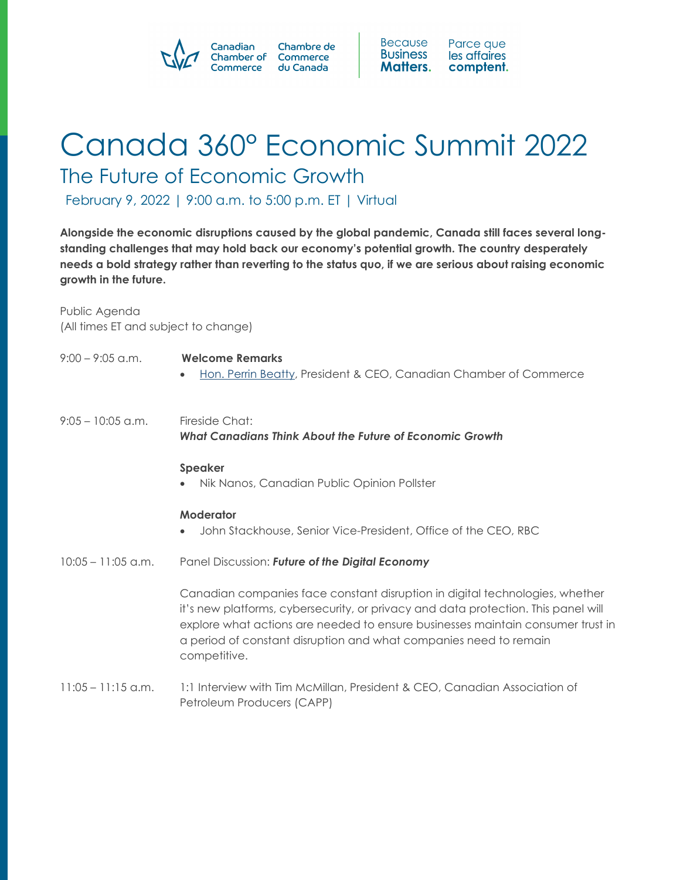Canadian Chamber of Commerce | Chambre de Commerce du Canada

Because Business Matters. | Parce que les affaires comptent.

# Canada 360° Economic Summit 2022

## The Future of Economic Growth

February 9, 2022 | 9:00 a.m. to 5:00 p.m. ET | Virtual

**Alongside the economic disruptions caused by the global pandemic, Canada still faces several long-standing challenges that may hold back our economy's potential growth. The country desperately needs a bold strategy rather than reverting to the status quo, if we are serious about raising economic growth in the future.**

Public Agenda
(All times ET and subject to change)

9:00 – 9:05 a.m. **Welcome Remarks**

- Hon. Perrin Beatty, President & CEO, Canadian Chamber of Commerce

9:05 – 10:05 a.m. Fireside Chat:
***What Canadians Think About the Future of Economic Growth***

**Speaker**

- Nik Nanos, Canadian Public Opinion Pollster

**Moderator**

- John Stackhouse, Senior Vice-President, Office of the CEO, RBC

10:05 – 11:05 a.m. Panel Discussion: ***Future of the Digital Economy***

Canadian companies face constant disruption in digital technologies, whether it's new platforms, cybersecurity, or privacy and data protection. This panel will explore what actions are needed to ensure businesses maintain consumer trust in a period of constant disruption and what companies need to remain competitive.

11:05 – 11:15 a.m. 1:1 Interview with Tim McMillan, President & CEO, Canadian Association of Petroleum Producers (CAPP)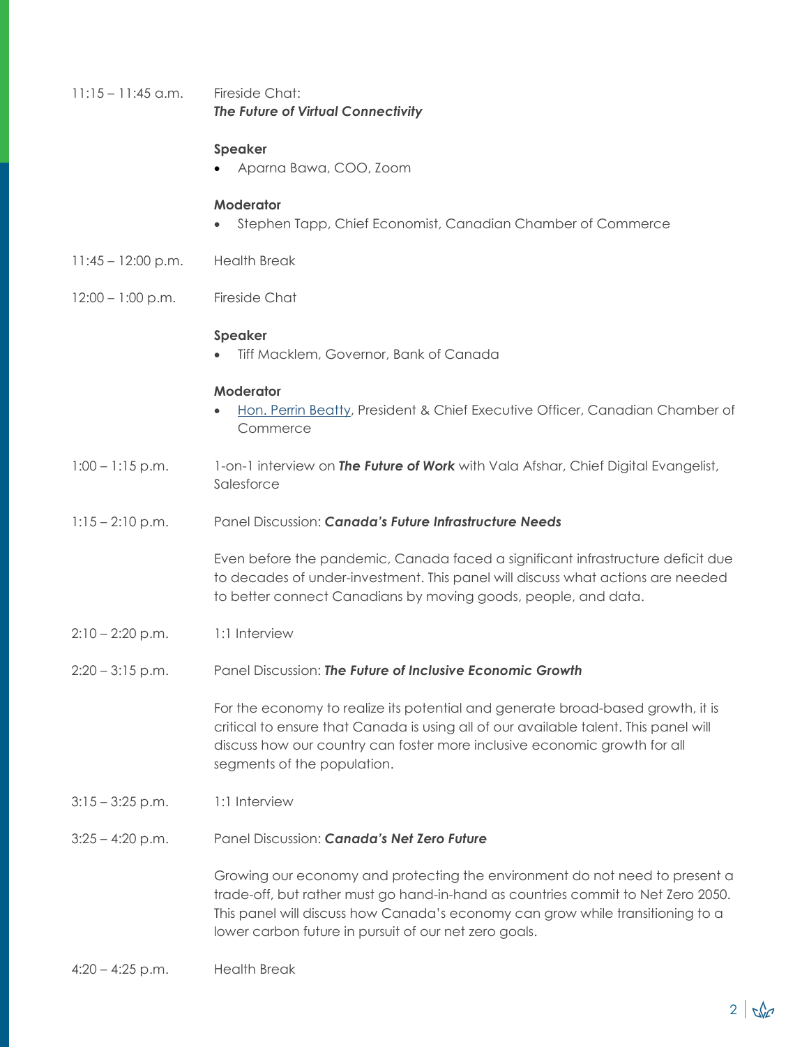11:15 – 11:45 a.m. Fireside Chat:
***The Future of Virtual Connectivity***

**Speaker**

- Aparna Bawa, COO, Zoom

**Moderator**

- Stephen Tapp, Chief Economist, Canadian Chamber of Commerce

11:45 – 12:00 p.m. Health Break

12:00 – 1:00 p.m. Fireside Chat

**Speaker**

- Tiff Macklem, Governor, Bank of Canada

**Moderator**

- Hon. Perrin Beatty, President & Chief Executive Officer, Canadian Chamber of Commerce

1:00 – 1:15 p.m. 1-on-1 interview on ***The Future of Work*** with Vala Afshar, Chief Digital Evangelist, Salesforce

1:15 – 2:10 p.m. Panel Discussion: ***Canada's Future Infrastructure Needs***

Even before the pandemic, Canada faced a significant infrastructure deficit due to decades of under-investment. This panel will discuss what actions are needed to better connect Canadians by moving goods, people, and data.

2:10 – 2:20 p.m. 1:1 Interview

2:20 – 3:15 p.m. Panel Discussion: ***The Future of Inclusive Economic Growth***

For the economy to realize its potential and generate broad-based growth, it is critical to ensure that Canada is using all of our available talent. This panel will discuss how our country can foster more inclusive economic growth for all segments of the population.

3:15 – 3:25 p.m. 1:1 Interview

3:25 – 4:20 p.m. Panel Discussion: ***Canada's Net Zero Future***

Growing our economy and protecting the environment do not need to present a trade-off, but rather must go hand-in-hand as countries commit to Net Zero 2050. This panel will discuss how Canada's economy can grow while transitioning to a lower carbon future in pursuit of our net zero goals.

4:20 – 4:25 p.m. Health Break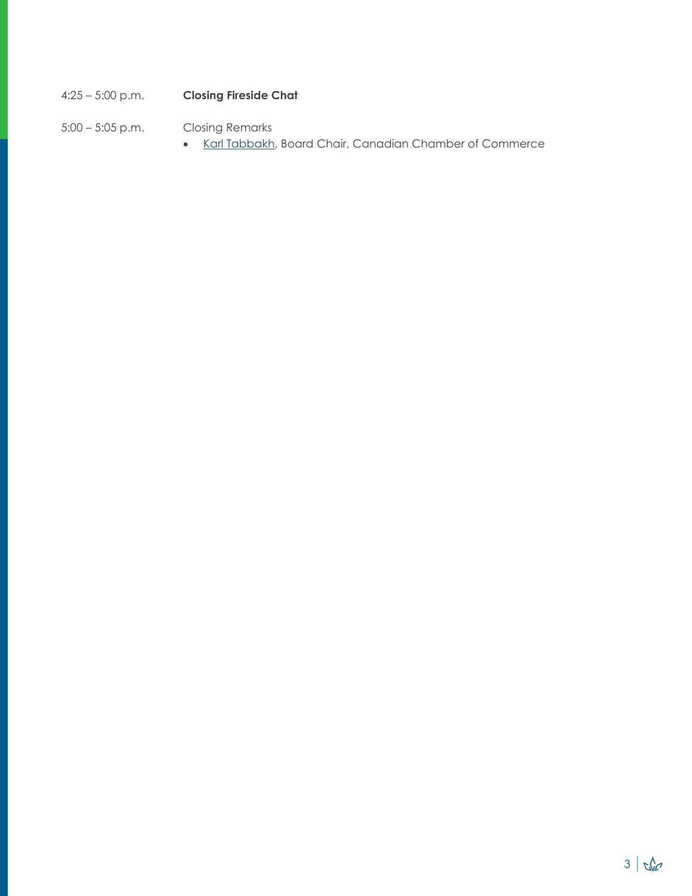4:25 – 5:00 p.m. **Closing Fireside Chat**

5:00 – 5:05 p.m. Closing Remarks

- Karl Tabbakh, Board Chair, Canadian Chamber of Commerce